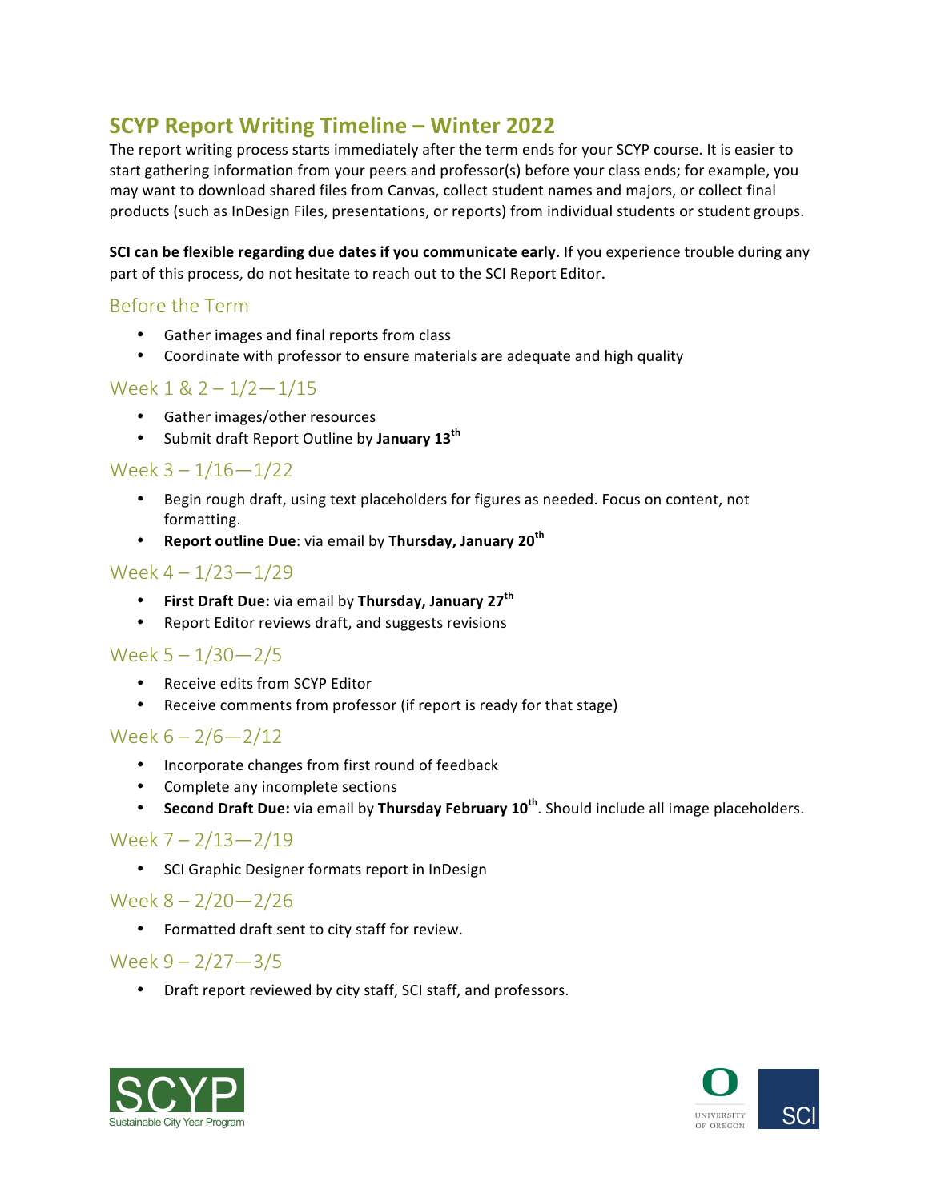# SCYP Report Writing Timeline – Winter 2022

The report writing process starts immediately after the term ends for your SCYP course. It is easier to start gathering information from your peers and professor(s) before your class ends; for example, you may want to download shared files from Canvas, collect student names and majors, or collect final products (such as InDesign Files, presentations, or reports) from individual students or student groups.

**SCI can be flexible regarding due dates if you communicate early.** If you experience trouble during any part of this process, do not hesitate to reach out to the SCI Report Editor.

## Before the Term

- Gather images and final reports from class
- Coordinate with professor to ensure materials are adequate and high quality

## Week 1 & 2 – 1/2—1/15

- Gather images/other resources
- Submit draft Report Outline by **January 13th**

## Week 3 – 1/16—1/22

- Begin rough draft, using text placeholders for figures as needed. Focus on content, not formatting.
- **Report outline Due**: via email by **Thursday, January 20th**

## Week 4 – 1/23—1/29

- **First Draft Due:** via email by **Thursday, January 27th**
- Report Editor reviews draft, and suggests revisions

## Week 5 – 1/30—2/5

- Receive edits from SCYP Editor
- Receive comments from professor (if report is ready for that stage)

## Week 6 – 2/6—2/12

- Incorporate changes from first round of feedback
- Complete any incomplete sections
- **Second Draft Due:** via email by **Thursday February 10th**. Should include all image placeholders.

## Week 7 – 2/13—2/19

- SCI Graphic Designer formats report in InDesign

## Week 8 – 2/20—2/26

- Formatted draft sent to city staff for review.

## Week 9 – 2/27—3/5

- Draft report reviewed by city staff, SCI staff, and professors.

SCYP
Sustainable City Year Program

UNIVERSITY OF OREGON

SCI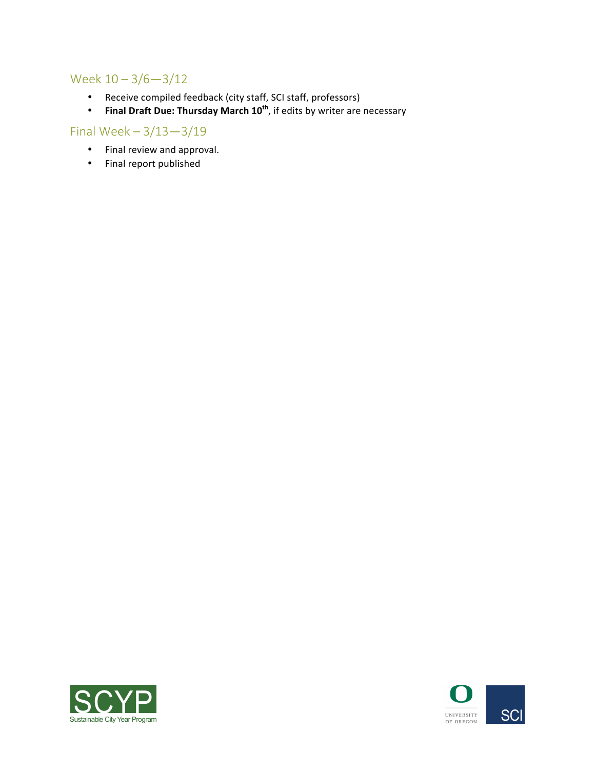## Week 10 – 3/6—3/12

- Receive compiled feedback (city staff, SCI staff, professors)
- **Final Draft Due: Thursday March 10th**, if edits by writer are necessary

## Final Week – 3/13—3/19

- Final review and approval.
- Final report published